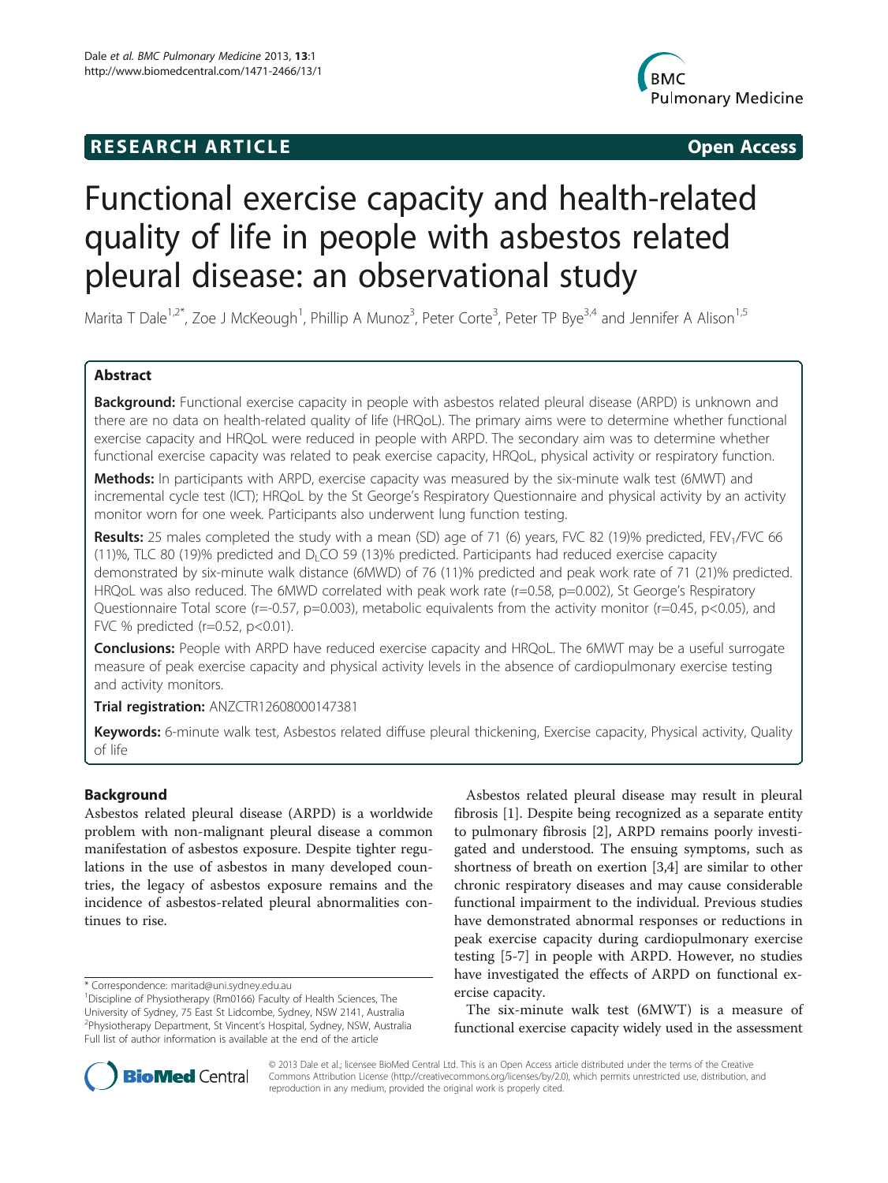**RESEARCH ARTICLE** **Open Access**

# Functional exercise capacity and health-related quality of life in people with asbestos related pleural disease: an observational study

Marita T Dale[1,2*], Zoe J McKeough[1], Phillip A Munoz[3], Peter Corte[3], Peter TP Bye[3,4] and Jennifer A Alison[1,5]

## Abstract

**Background:** Functional exercise capacity in people with asbestos related pleural disease (ARPD) is unknown and there are no data on health-related quality of life (HRQoL). The primary aims were to determine whether functional exercise capacity and HRQoL were reduced in people with ARPD. The secondary aim was to determine whether functional exercise capacity was related to peak exercise capacity, HRQoL, physical activity or respiratory function.

**Methods:** In participants with ARPD, exercise capacity was measured by the six-minute walk test (6MWT) and incremental cycle test (ICT); HRQoL by the St George's Respiratory Questionnaire and physical activity by an activity monitor worn for one week. Participants also underwent lung function testing.

**Results:** 25 males completed the study with a mean (SD) age of 71 (6) years, FVC 82 (19)% predicted, $FEV_1$/FVC 66 (11)%, TLC 80 (19)% predicted and $D_LCO$ 59 (13)% predicted. Participants had reduced exercise capacity demonstrated by six-minute walk distance (6MWD) of 76 (11)% predicted and peak work rate of 71 (21)% predicted. HRQoL was also reduced. The 6MWD correlated with peak work rate (r=0.58, p=0.002), St George's Respiratory Questionnaire Total score (r=-0.57, p=0.003), metabolic equivalents from the activity monitor (r=0.45, p<0.05), and FVC % predicted (r=0.52, p<0.01).

**Conclusions:** People with ARPD have reduced exercise capacity and HRQoL. The 6MWT may be a useful surrogate measure of peak exercise capacity and physical activity levels in the absence of cardiopulmonary exercise testing and activity monitors.

**Trial registration:** ANZCTR12608000147381

**Keywords:** 6-minute walk test, Asbestos related diffuse pleural thickening, Exercise capacity, Physical activity, Quality of life

## Background

Asbestos related pleural disease (ARPD) is a worldwide problem with non-malignant pleural disease a common manifestation of asbestos exposure. Despite tighter regulations in the use of asbestos in many developed countries, the legacy of asbestos exposure remains and the incidence of asbestos-related pleural abnormalities continues to rise.

Asbestos related pleural disease may result in pleural fibrosis [1]. Despite being recognized as a separate entity to pulmonary fibrosis [2], ARPD remains poorly investigated and understood. The ensuing symptoms, such as shortness of breath on exertion [3,4] are similar to other chronic respiratory diseases and may cause considerable functional impairment to the individual. Previous studies have demonstrated abnormal responses or reductions in peak exercise capacity during cardiopulmonary exercise testing [5-7] in people with ARPD. However, no studies have investigated the effects of ARPD on functional exercise capacity.

The six-minute walk test (6MWT) is a measure of functional exercise capacity widely used in the assessment

\* Correspondence: maritad@uni.sydney.edu.au
[1]Discipline of Physiotherapy (Rm0166) Faculty of Health Sciences, The University of Sydney, 75 East St Lidcombe, Sydney, NSW 2141, Australia
[2]Physiotherapy Department, St Vincent's Hospital, Sydney, NSW, Australia
Full list of author information is available at the end of the article

© 2013 Dale et al.; licensee BioMed Central Ltd. This is an Open Access article distributed under the terms of the Creative Commons Attribution License (http://creativecommons.org/licenses/by/2.0), which permits unrestricted use, distribution, and reproduction in any medium, provided the original work is properly cited.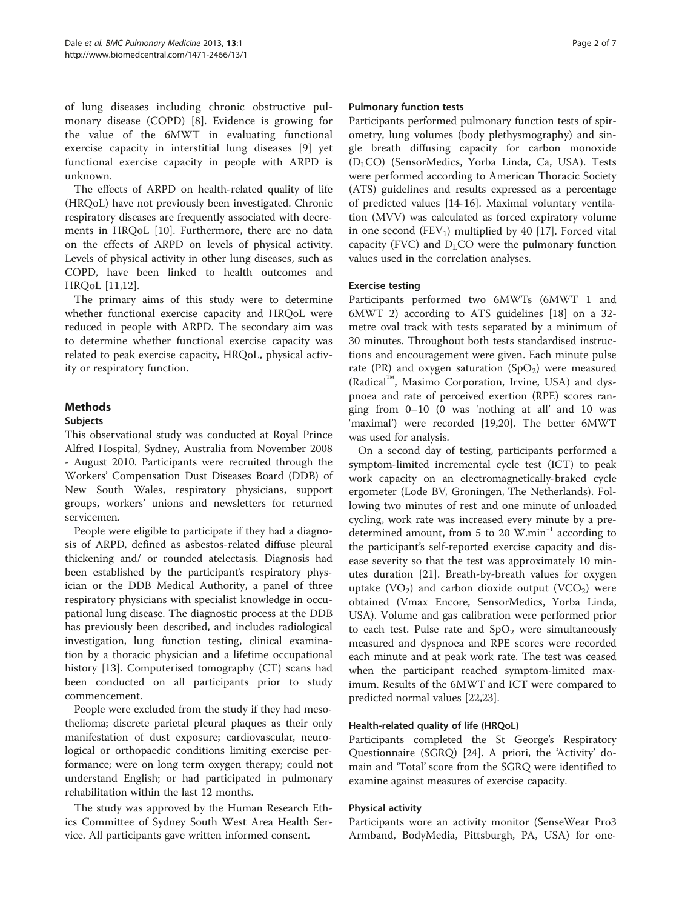of lung diseases including chronic obstructive pulmonary disease (COPD) [8]. Evidence is growing for the value of the 6MWT in evaluating functional exercise capacity in interstitial lung diseases [9] yet functional exercise capacity in people with ARPD is unknown.

The effects of ARPD on health-related quality of life (HRQoL) have not previously been investigated. Chronic respiratory diseases are frequently associated with decrements in HRQoL [10]. Furthermore, there are no data on the effects of ARPD on levels of physical activity. Levels of physical activity in other lung diseases, such as COPD, have been linked to health outcomes and HRQoL [11,12].

The primary aims of this study were to determine whether functional exercise capacity and HRQoL were reduced in people with ARPD. The secondary aim was to determine whether functional exercise capacity was related to peak exercise capacity, HRQoL, physical activity or respiratory function.

## Methods

### Subjects

This observational study was conducted at Royal Prince Alfred Hospital, Sydney, Australia from November 2008 - August 2010. Participants were recruited through the Workers' Compensation Dust Diseases Board (DDB) of New South Wales, respiratory physicians, support groups, workers' unions and newsletters for returned servicemen.

People were eligible to participate if they had a diagnosis of ARPD, defined as asbestos-related diffuse pleural thickening and/ or rounded atelectasis. Diagnosis had been established by the participant's respiratory physician or the DDB Medical Authority, a panel of three respiratory physicians with specialist knowledge in occupational lung disease. The diagnostic process at the DDB has previously been described, and includes radiological investigation, lung function testing, clinical examination by a thoracic physician and a lifetime occupational history [13]. Computerised tomography (CT) scans had been conducted on all participants prior to study commencement.

People were excluded from the study if they had mesothelioma; discrete parietal pleural plaques as their only manifestation of dust exposure; cardiovascular, neurological or orthopaedic conditions limiting exercise performance; were on long term oxygen therapy; could not understand English; or had participated in pulmonary rehabilitation within the last 12 months.

The study was approved by the Human Research Ethics Committee of Sydney South West Area Health Service. All participants gave written informed consent.

### Pulmonary function tests

Participants performed pulmonary function tests of spirometry, lung volumes (body plethysmography) and single breath diffusing capacity for carbon monoxide ($D_LCO$) (SensorMedics, Yorba Linda, Ca, USA). Tests were performed according to American Thoracic Society (ATS) guidelines and results expressed as a percentage of predicted values [14-16]. Maximal voluntary ventilation (MVV) was calculated as forced expiratory volume in one second ($FEV_1$) multiplied by 40 [17]. Forced vital capacity (FVC) and $D_LCO$ were the pulmonary function values used in the correlation analyses.

### Exercise testing

Participants performed two 6MWTs (6MWT 1 and 6MWT 2) according to ATS guidelines [18] on a 32-metre oval track with tests separated by a minimum of 30 minutes. Throughout both tests standardised instructions and encouragement were given. Each minute pulse rate (PR) and oxygen saturation ($SpO_2$) were measured (Radical™, Masimo Corporation, Irvine, USA) and dyspnoea and rate of perceived exertion (RPE) scores ranging from 0–10 (0 was 'nothing at all' and 10 was 'maximal') were recorded [19,20]. The better 6MWT was used for analysis.

On a second day of testing, participants performed a symptom-limited incremental cycle test (ICT) to peak work capacity on an electromagnetically-braked cycle ergometer (Lode BV, Groningen, The Netherlands). Following two minutes of rest and one minute of unloaded cycling, work rate was increased every minute by a predetermined amount, from 5 to 20 $W.min^{-1}$ according to the participant's self-reported exercise capacity and disease severity so that the test was approximately 10 minutes duration [21]. Breath-by-breath values for oxygen uptake ($VO_2$) and carbon dioxide output ($VCO_2$) were obtained (Vmax Encore, SensorMedics, Yorba Linda, USA). Volume and gas calibration were performed prior to each test. Pulse rate and $SpO_2$ were simultaneously measured and dyspnoea and RPE scores were recorded each minute and at peak work rate. The test was ceased when the participant reached symptom-limited maximum. Results of the 6MWT and ICT were compared to predicted normal values [22,23].

### Health-related quality of life (HRQoL)

Participants completed the St George's Respiratory Questionnaire (SGRQ) [24]. A priori, the 'Activity' domain and 'Total' score from the SGRQ were identified to examine against measures of exercise capacity.

### Physical activity

Participants wore an activity monitor (SenseWear Pro3 Armband, BodyMedia, Pittsburgh, PA, USA) for one-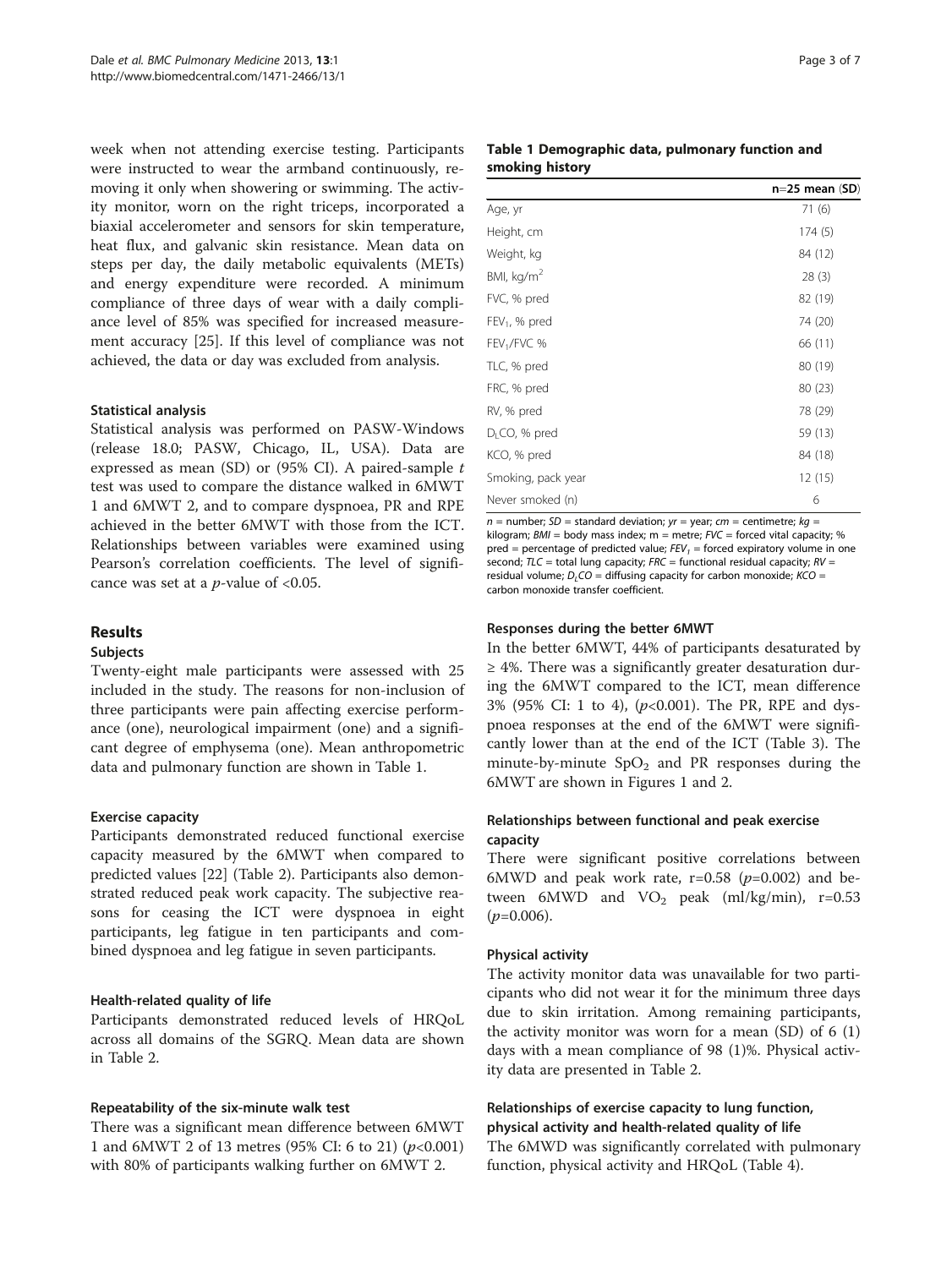week when not attending exercise testing. Participants were instructed to wear the armband continuously, removing it only when showering or swimming. The activity monitor, worn on the right triceps, incorporated a biaxial accelerometer and sensors for skin temperature, heat flux, and galvanic skin resistance. Mean data on steps per day, the daily metabolic equivalents (METs) and energy expenditure were recorded. A minimum compliance of three days of wear with a daily compliance level of 85% was specified for increased measurement accuracy [25]. If this level of compliance was not achieved, the data or day was excluded from analysis.

### Statistical analysis

Statistical analysis was performed on PASW-Windows (release 18.0; PASW, Chicago, IL, USA). Data are expressed as mean (SD) or (95% CI). A paired-sample *t* test was used to compare the distance walked in 6MWT 1 and 6MWT 2, and to compare dyspnoea, PR and RPE achieved in the better 6MWT with those from the ICT. Relationships between variables were examined using Pearson's correlation coefficients. The level of significance was set at a *p*-value of <0.05.

## Results

### Subjects

Twenty-eight male participants were assessed with 25 included in the study. The reasons for non-inclusion of three participants were pain affecting exercise performance (one), neurological impairment (one) and a significant degree of emphysema (one). Mean anthropometric data and pulmonary function are shown in Table 1.

### Exercise capacity

Participants demonstrated reduced functional exercise capacity measured by the 6MWT when compared to predicted values [22] (Table 2). Participants also demonstrated reduced peak work capacity. The subjective reasons for ceasing the ICT were dyspnoea in eight participants, leg fatigue in ten participants and combined dyspnoea and leg fatigue in seven participants.

### Health-related quality of life

Participants demonstrated reduced levels of HRQoL across all domains of the SGRQ. Mean data are shown in Table 2.

### Repeatability of the six-minute walk test

There was a significant mean difference between 6MWT 1 and 6MWT 2 of 13 metres (95% CI: 6 to 21) (*p*<0.001) with 80% of participants walking further on 6MWT 2.

**Table 1 Demographic data, pulmonary function and smoking history**

| | n=25 mean (SD) |
|---|---|
| Age, yr | 71 (6) |
| Height, cm | 174 (5) |
| Weight, kg | 84 (12) |
| BMI, kg/m$^2$ | 28 (3) |
| FVC, % pred | 82 (19) |
| $FEV_1$, % pred | 74 (20) |
| $FEV_1$/FVC % | 66 (11) |
| TLC, % pred | 80 (19) |
| FRC, % pred | 80 (23) |
| RV, % pred | 78 (29) |
| $D_LCO$, % pred | 59 (13) |
| KCO, % pred | 84 (18) |
| Smoking, pack year | 12 (15) |
| Never smoked (n) | 6 |

*n* = number; *SD* = standard deviation; *yr* = year; *cm* = centimetre; *kg* = kilogram; *BMI* = body mass index; m = metre; *FVC* = forced vital capacity; % pred = percentage of predicted value; $FEV_1$ = forced expiratory volume in one second; *TLC* = total lung capacity; *FRC* = functional residual capacity; *RV* = residual volume; $D_LCO$ = diffusing capacity for carbon monoxide; *KCO* = carbon monoxide transfer coefficient.

### Responses during the better 6MWT

In the better 6MWT, 44% of participants desaturated by ≥ 4%. There was a significantly greater desaturation during the 6MWT compared to the ICT, mean difference 3% (95% CI: 1 to 4), (*p*<0.001). The PR, RPE and dyspnoea responses at the end of the 6MWT were significantly lower than at the end of the ICT (Table 3). The minute-by-minute $SpO_2$ and PR responses during the 6MWT are shown in Figures 1 and 2.

### Relationships between functional and peak exercise capacity

There were significant positive correlations between 6MWD and peak work rate, r=0.58 (*p*=0.002) and between 6MWD and $VO_2$ peak (ml/kg/min), r=0.53 (*p*=0.006).

### Physical activity

The activity monitor data was unavailable for two participants who did not wear it for the minimum three days due to skin irritation. Among remaining participants, the activity monitor was worn for a mean (SD) of 6 (1) days with a mean compliance of 98 (1)%. Physical activity data are presented in Table 2.

### Relationships of exercise capacity to lung function, physical activity and health-related quality of life

The 6MWD was significantly correlated with pulmonary function, physical activity and HRQoL (Table 4).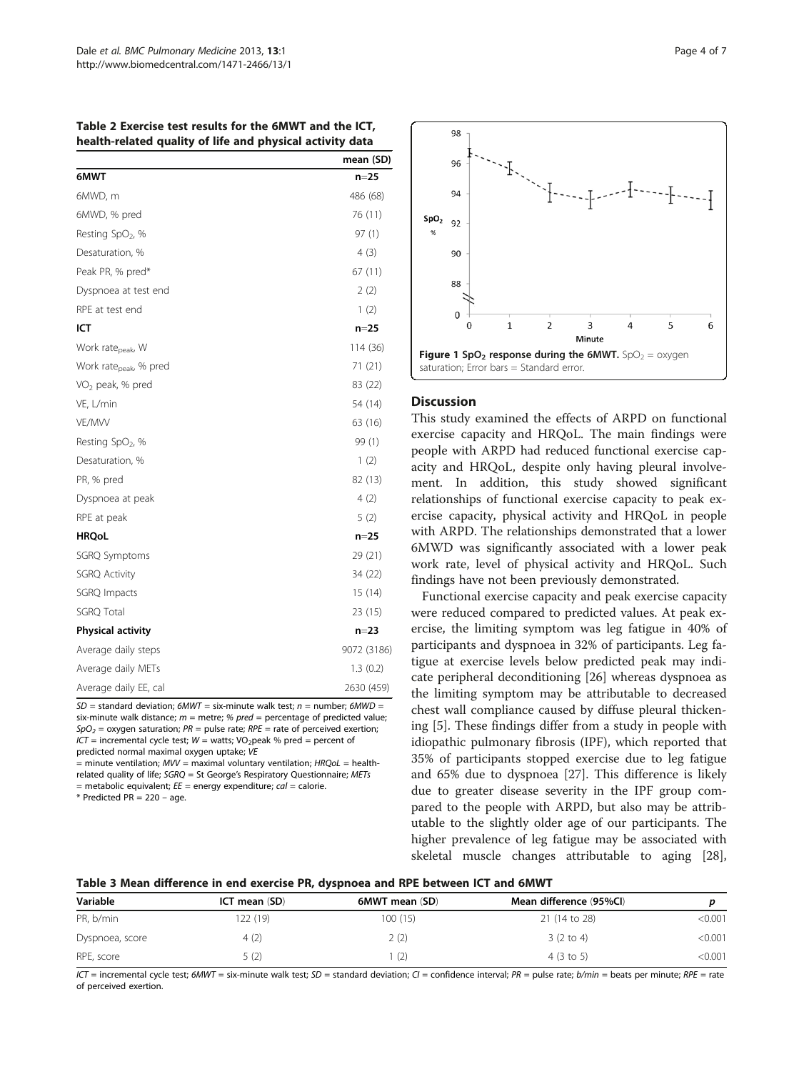**Table 2 Exercise test results for the 6MWT and the ICT, health-related quality of life and physical activity data**

| | mean (SD) |
|---|---|
| **6MWT** | **n=25** |
| 6MWD, m | 486 (68) |
| 6MWD, % pred | 76 (11) |
| Resting $SpO_2$, % | 97 (1) |
| Desaturation, % | 4 (3) |
| Peak PR, % pred* | 67 (11) |
| Dyspnoea at test end | 2 (2) |
| RPE at test end | 1 (2) |
| **ICT** | **n=25** |
| Work $rate_{peak}$, W | 114 (36) |
| Work $rate_{peak}$, % pred | 71 (21) |
| $VO_2$ peak, % pred | 83 (22) |
| VE, L/min | 54 (14) |
| VE/MVV | 63 (16) |
| Resting $SpO_2$, % | 99 (1) |
| Desaturation, % | 1 (2) |
| PR, % pred | 82 (13) |
| Dyspnoea at peak | 4 (2) |
| RPE at peak | 5 (2) |
| **HRQoL** | **n=25** |
| SGRQ Symptoms | 29 (21) |
| SGRQ Activity | 34 (22) |
| SGRQ Impacts | 15 (14) |
| SGRQ Total | 23 (15) |
| **Physical activity** | **n=23** |
| Average daily steps | 9072 (3186) |
| Average daily METs | 1.3 (0.2) |
| Average daily EE, cal | 2630 (459) |

*SD* = standard deviation; *6MWT* = six-minute walk test; *n* = number; *6MWD* = six-minute walk distance; *m* = metre; *% pred* = percentage of predicted value; $SpO_2$ = oxygen saturation; *PR* = pulse rate; *RPE* = rate of perceived exertion; *ICT* = incremental cycle test; *W* = watts; $VO_2$peak % pred = percent of predicted normal maximal oxygen uptake; *VE* = minute ventilation; *MVV* = maximal voluntary ventilation; *HRQoL* = health-related quality of life; *SGRQ* = St George's Respiratory Questionnaire; *METs* = metabolic equivalent; *EE* = energy expenditure; *cal* = calorie.
\* Predicted PR = 220 − age.

**Figure 1 $SpO_2$ response during the 6MWT.** $SpO_2$ = oxygen saturation; Error bars = Standard error.

## Discussion

This study examined the effects of ARPD on functional exercise capacity and HRQoL. The main findings were people with ARPD had reduced functional exercise capacity and HRQoL, despite only having pleural involvement. In addition, this study showed significant relationships of functional exercise capacity to peak exercise capacity, physical activity and HRQoL in people with ARPD. The relationships demonstrated that a lower 6MWD was significantly associated with a lower peak work rate, level of physical activity and HRQoL. Such findings have not been previously demonstrated.

Functional exercise capacity and peak exercise capacity were reduced compared to predicted values. At peak exercise, the limiting symptom was leg fatigue in 40% of participants and dyspnoea in 32% of participants. Leg fatigue at exercise levels below predicted peak may indicate peripheral deconditioning [26] whereas dyspnoea as the limiting symptom may be attributable to decreased chest wall compliance caused by diffuse pleural thickening [5]. These findings differ from a study in people with idiopathic pulmonary fibrosis (IPF), which reported that 35% of participants stopped exercise due to leg fatigue and 65% due to dyspnoea [27]. This difference is likely due to greater disease severity in the IPF group compared to the people with ARPD, but also may be attributable to the slightly older age of our participants. The higher prevalence of leg fatigue may be associated with skeletal muscle changes attributable to aging [28],

**Table 3 Mean difference in end exercise PR, dyspnoea and RPE between ICT and 6MWT**

| Variable | ICT mean (SD) | 6MWT mean (SD) | Mean difference (95%CI) | p |
|---|---|---|---|---|
| PR, b/min | 122 (19) | 100 (15) | 21 (14 to 28) | <0.001 |
| Dyspnoea, score | 4 (2) | 2 (2) | 3 (2 to 4) | <0.001 |
| RPE, score | 5 (2) | 1 (2) | 4 (3 to 5) | <0.001 |

*ICT* = incremental cycle test; *6MWT* = six-minute walk test; *SD* = standard deviation; *CI* = confidence interval; *PR* = pulse rate; *b/min* = beats per minute; *RPE* = rate of perceived exertion.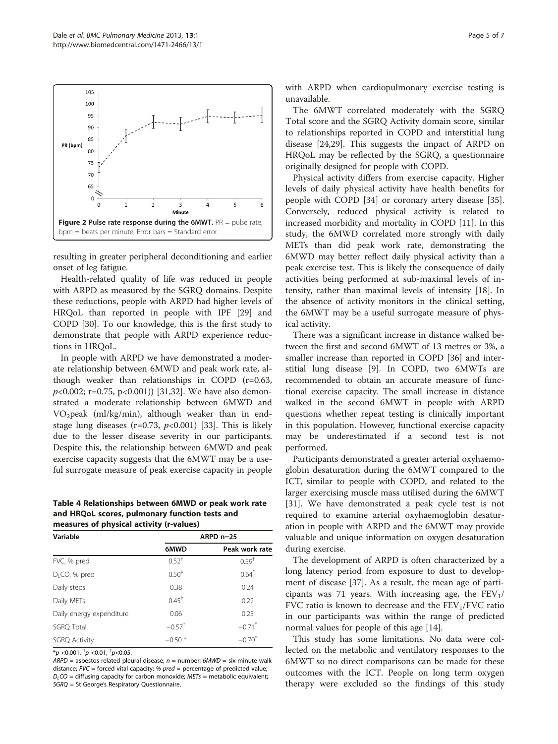Figure 2 Pulse rate response during the 6MWT. PR = pulse rate; bpm = beats per minute; Error bars = Standard error.

resulting in greater peripheral deconditioning and earlier onset of leg fatigue.

Health-related quality of life was reduced in people with ARPD as measured by the SGRQ domains. Despite these reductions, people with ARPD had higher levels of HRQoL than reported in people with IPF [29] and COPD [30]. To our knowledge, this is the first study to demonstrate that people with ARPD experience reductions in HRQoL.

In people with ARPD we have demonstrated a moderate relationship between 6MWD and peak work rate, although weaker than relationships in COPD (r=0.63, $p$<0.002; r=0.75, p<0.001)) [31,32]. We have also demonstrated a moderate relationship between 6MWD and $VO_2$peak (ml/kg/min), although weaker than in end-stage lung diseases (r=0.73, $p$<0.001) [33]. This is likely due to the lesser disease severity in our participants. Despite this, the relationship between 6MWD and peak exercise capacity suggests that the 6MWT may be a useful surrogate measure of peak exercise capacity in people with ARPD when cardiopulmonary exercise testing is unavailable.

**Table 4 Relationships between 6MWD or peak work rate and HRQoL scores, pulmonary function tests and measures of physical activity (r-values)**

| Variable | ARPD n=25 | |
|---|---|---|
| | 6MWD | Peak work rate |
| FVC, % pred | 0.52[†] | 0.59[†] |
| $D_LCO$, % pred | 0.50[‡] | 0.64[*] |
| Daily steps | 0.38 | 0.24 |
| Daily METs | 0.45[‡] | 0.22 |
| Daily energy expenditure | 0.06 | 0.25 |
| SGRQ Total | −0.57[†] | −0.71[*] |
| SGRQ Activity | −0.50[‡] | −0.70[*] |

*$p$ <0.001, †$p$ <0.01, ‡$p$<0.05.

*ARPD* = asbestos related pleural disease; *n* = number; *6MWD* = six-minute walk distance; *FVC* = forced vital capacity; *% pred* = percentage of predicted value; *$D_LCO$* = diffusing capacity for carbon monoxide; *METs* = metabolic equivalent; *SGRQ* = St George's Respiratory Questionnaire.

The 6MWT correlated moderately with the SGRQ Total score and the SGRQ Activity domain score, similar to relationships reported in COPD and interstitial lung disease [24,29]. This suggests the impact of ARPD on HRQoL may be reflected by the SGRQ, a questionnaire originally designed for people with COPD.

Physical activity differs from exercise capacity. Higher levels of daily physical activity have health benefits for people with COPD [34] or coronary artery disease [35]. Conversely, reduced physical activity is related to increased morbidity and mortality in COPD [11]. In this study, the 6MWD correlated more strongly with daily METs than did peak work rate, demonstrating the 6MWD may better reflect daily physical activity than a peak exercise test. This is likely the consequence of daily activities being performed at sub-maximal levels of intensity, rather than maximal levels of intensity [18]. In the absence of activity monitors in the clinical setting, the 6MWT may be a useful surrogate measure of physical activity.

There was a significant increase in distance walked between the first and second 6MWT of 13 metres or 3%, a smaller increase than reported in COPD [36] and interstitial lung disease [9]. In COPD, two 6MWTs are recommended to obtain an accurate measure of functional exercise capacity. The small increase in distance walked in the second 6MWT in people with ARPD questions whether repeat testing is clinically important in this population. However, functional exercise capacity may be underestimated if a second test is not performed.

Participants demonstrated a greater arterial oxyhaemoglobin desaturation during the 6MWT compared to the ICT, similar to people with COPD, and related to the larger exercising muscle mass utilised during the 6MWT [31]. We have demonstrated a peak cycle test is not required to examine arterial oxyhaemoglobin desaturation in people with ARPD and the 6MWT may provide valuable and unique information on oxygen desaturation during exercise.

The development of ARPD is often characterized by a long latency period from exposure to dust to development of disease [37]. As a result, the mean age of participants was 71 years. With increasing age, the $FEV_1$/FVC ratio is known to decrease and the $FEV_1$/FVC ratio in our participants was within the range of predicted normal values for people of this age [14].

This study has some limitations. No data were collected on the metabolic and ventilatory responses to the 6MWT so no direct comparisons can be made for these outcomes with the ICT. People on long term oxygen therapy were excluded so the findings of this study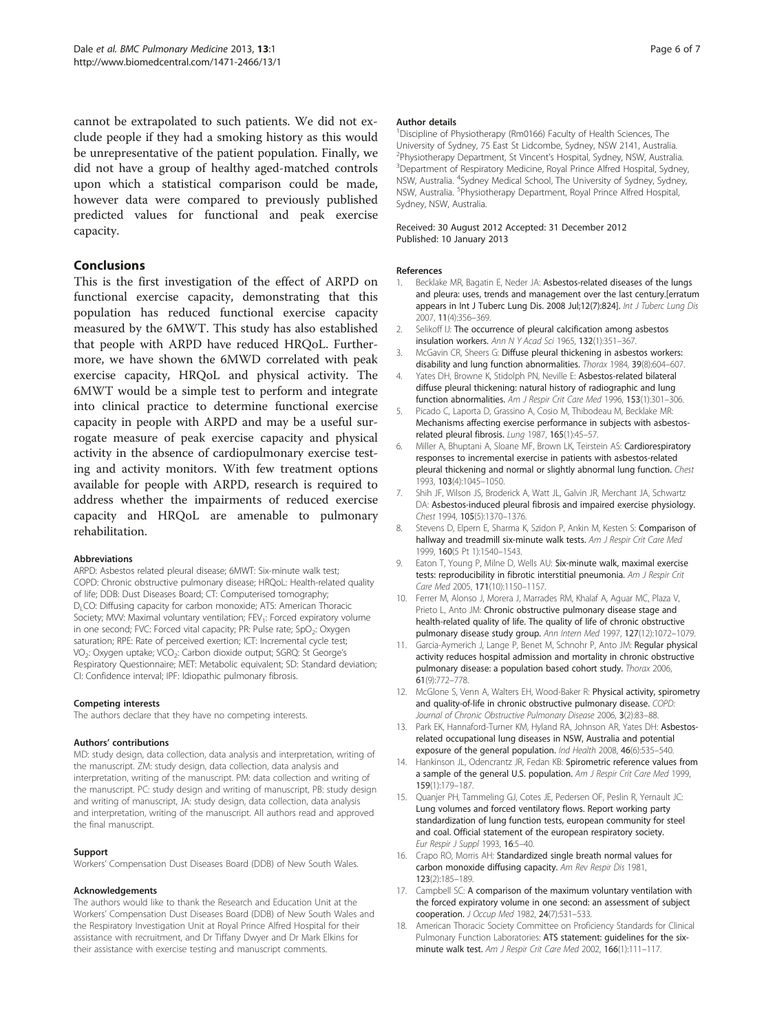cannot be extrapolated to such patients. We did not exclude people if they had a smoking history as this would be unrepresentative of the patient population. Finally, we did not have a group of healthy aged-matched controls upon which a statistical comparison could be made, however data were compared to previously published predicted values for functional and peak exercise capacity.

## Conclusions

This is the first investigation of the effect of ARPD on functional exercise capacity, demonstrating that this population has reduced functional exercise capacity measured by the 6MWT. This study has also established that people with ARPD have reduced HRQoL. Furthermore, we have shown the 6MWD correlated with peak exercise capacity, HRQoL and physical activity. The 6MWT would be a simple test to perform and integrate into clinical practice to determine functional exercise capacity in people with ARPD and may be a useful surrogate measure of peak exercise capacity and physical activity in the absence of cardiopulmonary exercise testing and activity monitors. With few treatment options available for people with ARPD, research is required to address whether the impairments of reduced exercise capacity and HRQoL are amenable to pulmonary rehabilitation.

#### Abbreviations

ARPD: Asbestos related pleural disease; 6MWT: Six-minute walk test; COPD: Chronic obstructive pulmonary disease; HRQoL: Health-related quality of life; DDB: Dust Diseases Board; CT: Computerised tomography; $D_LCO$: Diffusing capacity for carbon monoxide; ATS: American Thoracic Society; MVV: Maximal voluntary ventilation; $FEV_1$: Forced expiratory volume in one second; FVC: Forced vital capacity; PR: Pulse rate; $SpO_2$: Oxygen saturation; RPE: Rate of perceived exertion; ICT: Incremental cycle test; $VO_2$: Oxygen uptake; $VCO_2$: Carbon dioxide output; SGRQ: St George's Respiratory Questionnaire; MET: Metabolic equivalent; SD: Standard deviation; CI: Confidence interval; IPF: Idiopathic pulmonary fibrosis.

#### Competing interests

The authors declare that they have no competing interests.

#### Authors' contributions

MD: study design, data collection, data analysis and interpretation, writing of the manuscript. ZM: study design, data collection, data analysis and interpretation, writing of the manuscript. PM: data collection and writing of the manuscript. PC: study design and writing of manuscript, PB: study design and writing of manuscript, JA: study design, data collection, data analysis and interpretation, writing of the manuscript. All authors read and approved the final manuscript.

#### Support

Workers' Compensation Dust Diseases Board (DDB) of New South Wales.

#### Acknowledgements

The authors would like to thank the Research and Education Unit at the Workers' Compensation Dust Diseases Board (DDB) of New South Wales and the Respiratory Investigation Unit at Royal Prince Alfred Hospital for their assistance with recruitment, and Dr Tiffany Dwyer and Dr Mark Elkins for their assistance with exercise testing and manuscript comments.

#### Author details

[1]Discipline of Physiotherapy (Rm0166) Faculty of Health Sciences, The University of Sydney, 75 East St Lidcombe, Sydney, NSW 2141, Australia. [2]Physiotherapy Department, St Vincent's Hospital, Sydney, NSW, Australia. [3]Department of Respiratory Medicine, Royal Prince Alfred Hospital, Sydney, NSW, Australia. [4]Sydney Medical School, The University of Sydney, Sydney, NSW, Australia. [5]Physiotherapy Department, Royal Prince Alfred Hospital, Sydney, NSW, Australia.

Received: 30 August 2012 Accepted: 31 December 2012
Published: 10 January 2013

#### References

1. Becklake MR, Bagatin E, Neder JA: **Asbestos-related diseases of the lungs and pleura: uses, trends and management over the last century.[erratum appears in Int J Tuberc Lung Dis. 2008 Jul;12(7):824].** *Int J Tuberc Lung Dis* 2007, **11**(4):356–369.
2. Selikoff IJ: **The occurrence of pleural calcification among asbestos insulation workers.** *Ann N Y Acad Sci* 1965, **132**(1):351–367.
3. McGavin CR, Sheers G: **Diffuse pleural thickening in asbestos workers: disability and lung function abnormalities.** *Thorax* 1984, **39**(8):604–607.
4. Yates DH, Browne K, Stidolph PN, Neville E: **Asbestos-related bilateral diffuse pleural thickening: natural history of radiographic and lung function abnormalities.** *Am J Respir Crit Care Med* 1996, **153**(1):301–306.
5. Picado C, Laporta D, Grassino A, Cosio M, Thibodeau M, Becklake MR: **Mechanisms affecting exercise performance in subjects with asbestos-related pleural fibrosis.** *Lung* 1987, **165**(1):45–57.
6. Miller A, Bhuptani A, Sloane MF, Brown LK, Teirstein AS: **Cardiorespiratory responses to incremental exercise in patients with asbestos-related pleural thickening and normal or slightly abnormal lung function.** *Chest* 1993, **103**(4):1045–1050.
7. Shih JF, Wilson JS, Broderick A, Watt JL, Galvin JR, Merchant JA, Schwartz DA: **Asbestos-induced pleural fibrosis and impaired exercise physiology.** *Chest* 1994, **105**(5):1370–1376.
8. Stevens D, Elpern E, Sharma K, Szidon P, Ankin M, Kesten S: **Comparison of hallway and treadmill six-minute walk tests.** *Am J Respir Crit Care Med* 1999, **160**(5 Pt 1):1540–1543.
9. Eaton T, Young P, Milne D, Wells AU: **Six-minute walk, maximal exercise tests: reproducibility in fibrotic interstitial pneumonia.** *Am J Respir Crit Care Med* 2005, **171**(10):1150–1157.
10. Ferrer M, Alonso J, Morera J, Marrades RM, Khalaf A, Aguar MC, Plaza V, Prieto L, Anto JM: **Chronic obstructive pulmonary disease stage and health-related quality of life. The quality of life of chronic obstructive pulmonary disease study group.** *Ann Intern Med* 1997, **127**(12):1072–1079.
11. Garcia-Aymerich J, Lange P, Benet M, Schnohr P, Anto JM: **Regular physical activity reduces hospital admission and mortality in chronic obstructive pulmonary disease: a population based cohort study.** *Thorax* 2006, **61**(9):772–778.
12. McGlone S, Venn A, Walters EH, Wood-Baker R: **Physical activity, spirometry and quality-of-life in chronic obstructive pulmonary disease.** *COPD: Journal of Chronic Obstructive Pulmonary Disease* 2006, **3**(2):83–88.
13. Park EK, Hannaford-Turner KM, Hyland RA, Johnson AR, Yates DH: **Asbestos-related occupational lung diseases in NSW, Australia and potential exposure of the general population.** *Ind Health* 2008, **46**(6):535–540.
14. Hankinson JL, Odencrantz JR, Fedan KB: **Spirometric reference values from a sample of the general U.S. population.** *Am J Respir Crit Care Med* 1999, **159**(1):179–187.
15. Quanjer PH, Tammeling GJ, Cotes JE, Pedersen OF, Peslin R, Yernault JC: **Lung volumes and forced ventilatory flows. Report working party standardization of lung function tests, european community for steel and coal. Official statement of the european respiratory society.** *Eur Respir J Suppl* 1993, **16**:5–40.
16. Crapo RO, Morris AH: **Standardized single breath normal values for carbon monoxide diffusing capacity.** *Am Rev Respir Dis* 1981, **123**(2):185–189.
17. Campbell SC: **A comparison of the maximum voluntary ventilation with the forced expiratory volume in one second: an assessment of subject cooperation.** *J Occup Med* 1982, **24**(7):531–533.
18. American Thoracic Society Committee on Proficiency Standards for Clinical Pulmonary Function Laboratories: **ATS statement: guidelines for the six-minute walk test.** *Am J Respir Crit Care Med* 2002, **166**(1):111–117.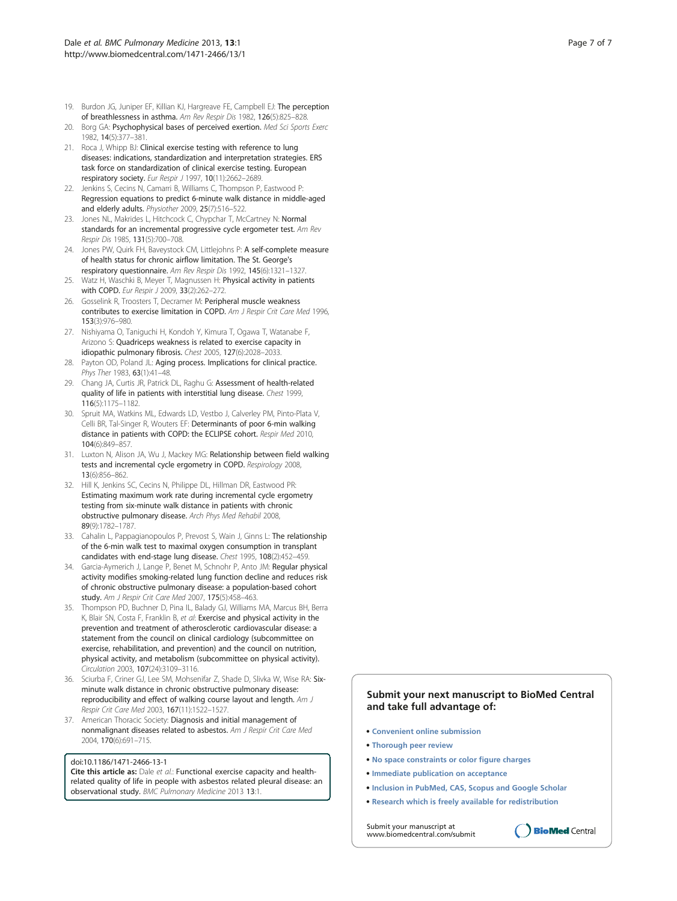19. Burdon JG, Juniper EF, Killian KJ, Hargreave FE, Campbell EJ: **The perception of breathlessness in asthma.** *Am Rev Respir Dis* 1982, **126**(5):825–828.
20. Borg GA: **Psychophysical bases of perceived exertion.** *Med Sci Sports Exerc* 1982, **14**(5):377–381.
21. Roca J, Whipp BJ: **Clinical exercise testing with reference to lung diseases: indications, standardization and interpretation strategies. ERS task force on standardization of clinical exercise testing. European respiratory society.** *Eur Respir J* 1997, **10**(11):2662–2689.
22. Jenkins S, Cecins N, Camarri B, Williams C, Thompson P, Eastwood P: **Regression equations to predict 6-minute walk distance in middle-aged and elderly adults.** *Physiother* 2009, **25**(7):516–522.
23. Jones NL, Makrides L, Hitchcock C, Chypchar T, McCartney N: **Normal standards for an incremental progressive cycle ergometer test.** *Am Rev Respir Dis* 1985, **131**(5):700–708.
24. Jones PW, Quirk FH, Baveystock CM, Littlejohns P: **A self-complete measure of health status for chronic airflow limitation. The St. George's respiratory questionnaire.** *Am Rev Respir Dis* 1992, **145**(6):1321–1327.
25. Watz H, Waschki B, Meyer T, Magnussen H: **Physical activity in patients with COPD.** *Eur Respir J* 2009, **33**(2):262–272.
26. Gosselink R, Troosters T, Decramer M: **Peripheral muscle weakness contributes to exercise limitation in COPD.** *Am J Respir Crit Care Med* 1996, **153**(3):976–980.
27. Nishiyama O, Taniguchi H, Kondoh Y, Kimura T, Ogawa T, Watanabe F, Arizono S: **Quadriceps weakness is related to exercise capacity in idiopathic pulmonary fibrosis.** *Chest* 2005, **127**(6):2028–2033.
28. Payton OD, Poland JL: **Aging process. Implications for clinical practice.** *Phys Ther* 1983, **63**(1):41–48.
29. Chang JA, Curtis JR, Patrick DL, Raghu G: **Assessment of health-related quality of life in patients with interstitial lung disease.** *Chest* 1999, **116**(5):1175–1182.
30. Spruit MA, Watkins ML, Edwards LD, Vestbo J, Calverley PM, Pinto-Plata V, Celli BR, Tal-Singer R, Wouters EF: **Determinants of poor 6-min walking distance in patients with COPD: the ECLIPSE cohort.** *Respir Med* 2010, **104**(6):849–857.
31. Luxton N, Alison JA, Wu J, Mackey MG: **Relationship between field walking tests and incremental cycle ergometry in COPD.** *Respirology* 2008, **13**(6):856–862.
32. Hill K, Jenkins SC, Cecins N, Philippe DL, Hillman DR, Eastwood PR: **Estimating maximum work rate during incremental cycle ergometry testing from six-minute walk distance in patients with chronic obstructive pulmonary disease.** *Arch Phys Med Rehabil* 2008, **89**(9):1782–1787.
33. Cahalin L, Pappagianopoulos P, Prevost S, Wain J, Ginns L: **The relationship of the 6-min walk test to maximal oxygen consumption in transplant candidates with end-stage lung disease.** *Chest* 1995, **108**(2):452–459.
34. Garcia-Aymerich J, Lange P, Benet M, Schnohr P, Anto JM: **Regular physical activity modifies smoking-related lung function decline and reduces risk of chronic obstructive pulmonary disease: a population-based cohort study.** *Am J Respir Crit Care Med* 2007, **175**(5):458–463.
35. Thompson PD, Buchner D, Pina IL, Balady GJ, Williams MA, Marcus BH, Berra K, Blair SN, Costa F, Franklin B, *et al*: **Exercise and physical activity in the prevention and treatment of atherosclerotic cardiovascular disease: a statement from the council on clinical cardiology (subcommittee on exercise, rehabilitation, and prevention) and the council on nutrition, physical activity, and metabolism (subcommittee on physical activity).** *Circulation* 2003, **107**(24):3109–3116.
36. Sciurba F, Criner GJ, Lee SM, Mohsenifar Z, Shade D, Slivka W, Wise RA: **Six-minute walk distance in chronic obstructive pulmonary disease: reproducibility and effect of walking course layout and length.** *Am J Respir Crit Care Med* 2003, **167**(11):1522–1527.
37. American Thoracic Society: **Diagnosis and initial management of nonmalignant diseases related to asbestos.** *Am J Respir Crit Care Med* 2004, **170**(6):691–715.

doi:10.1186/1471-2466-13-1

**Cite this article as:** Dale *et al.*: Functional exercise capacity and health-related quality of life in people with asbestos related pleural disease: an observational study. *BMC Pulmonary Medicine* 2013 13:1.

**Submit your next manuscript to BioMed Central and take full advantage of:**

- **Convenient online submission**
- **Thorough peer review**
- **No space constraints or color figure charges**
- **Immediate publication on acceptance**
- **Inclusion in PubMed, CAS, Scopus and Google Scholar**
- **Research which is freely available for redistribution**

Submit your manuscript at www.biomedcentral.com/submit

BioMed Central